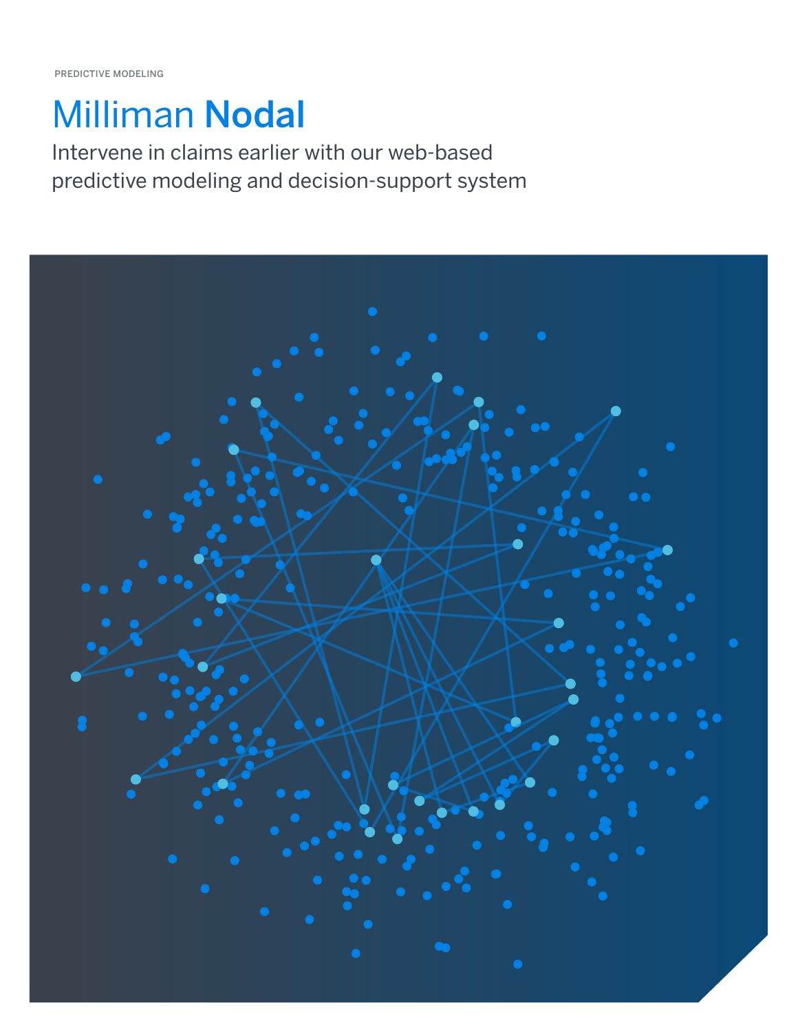PREDICTIVE MODELING

# Milliman **Nodal**

Intervene in claims earlier with our web-based predictive modeling and decision-support system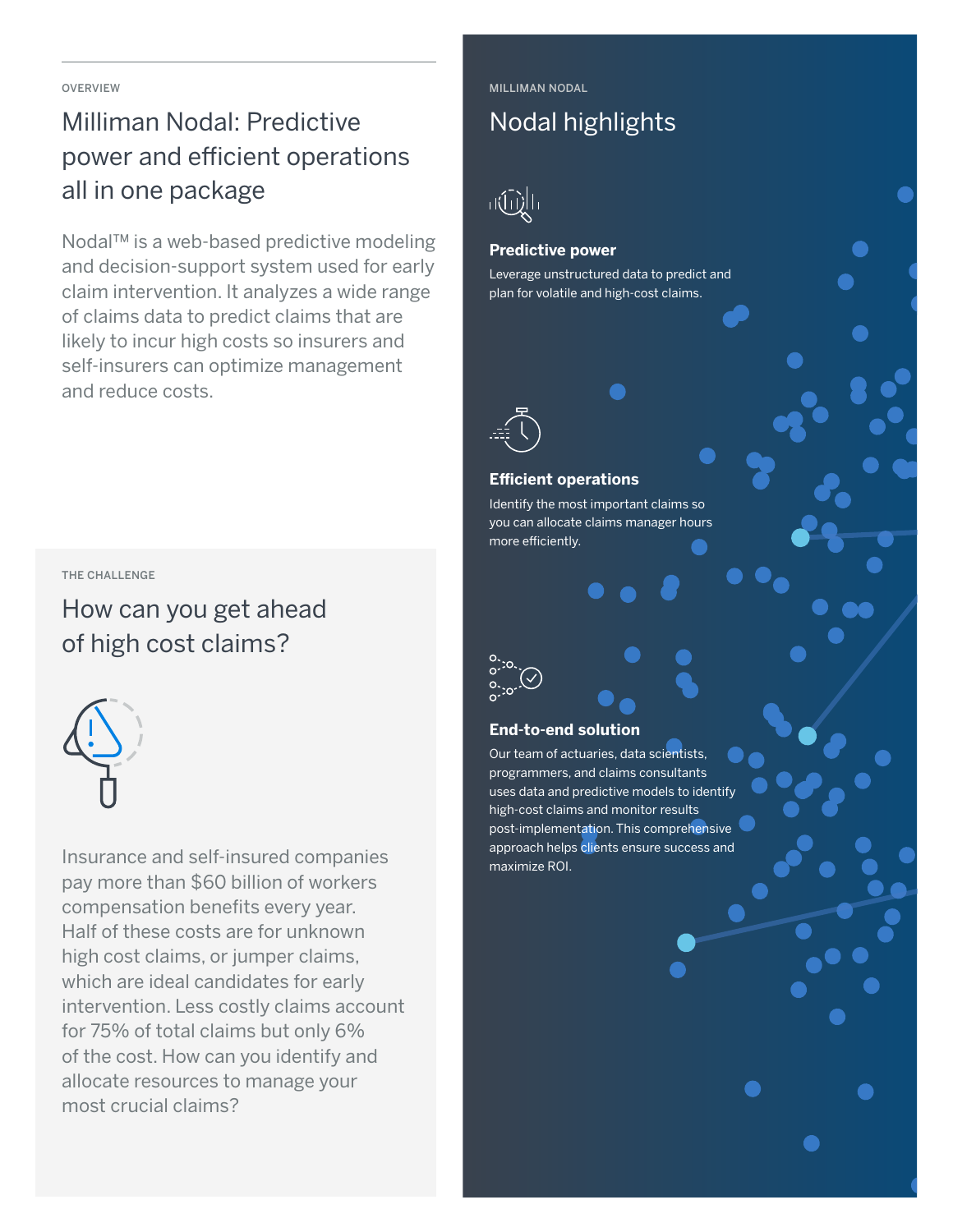OVERVIEW

## Milliman Nodal: Predictive power and efficient operations all in one package

Nodal™ is a web-based predictive modeling and decision-support system used for early claim intervention. It analyzes a wide range of claims data to predict claims that are likely to incur high costs so insurers and self-insurers can optimize management and reduce costs.

THE CHALLENGE

## How can you get ahead of high cost claims?

Insurance and self-insured companies pay more than $60 billion of workers compensation benefits every year. Half of these costs are for unknown high cost claims, or jumper claims, which are ideal candidates for early intervention. Less costly claims account for 75% of total claims but only 6% of the cost. How can you identify and allocate resources to manage your most crucial claims?

MILLIMAN NODAL

## Nodal highlights

**Predictive power**

Leverage unstructured data to predict and plan for volatile and high-cost claims.

**Efficient operations**

Identify the most important claims so you can allocate claims manager hours more efficiently.

**End-to-end solution**

Our team of actuaries, data scientists, programmers, and claims consultants uses data and predictive models to identify high-cost claims and monitor results post-implementation. This comprehensive approach helps clients ensure success and maximize ROI.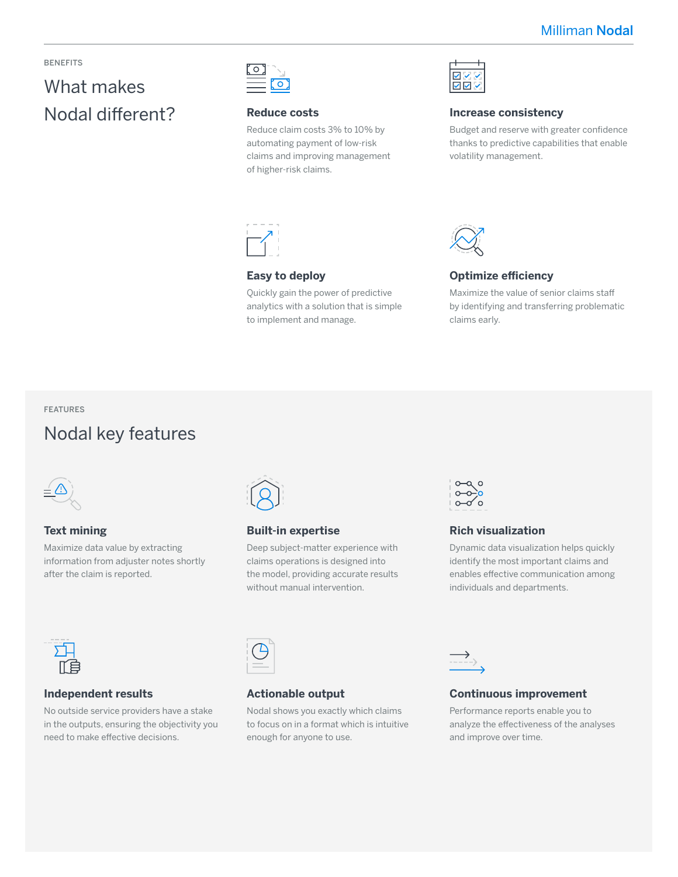BENEFITS

## What makes Nodal different?

### Reduce costs

Reduce claim costs 3% to 10% by automating payment of low-risk claims and improving management of higher-risk claims.

### Increase consistency

Budget and reserve with greater confidence thanks to predictive capabilities that enable volatility management.

### Easy to deploy

Quickly gain the power of predictive analytics with a solution that is simple to implement and manage.

### Optimize efficiency

Maximize the value of senior claims staff by identifying and transferring problematic claims early.

FEATURES

## Nodal key features

### Text mining

Maximize data value by extracting information from adjuster notes shortly after the claim is reported.

### Built-in expertise

Deep subject-matter experience with claims operations is designed into the model, providing accurate results without manual intervention.

### Rich visualization

Dynamic data visualization helps quickly identify the most important claims and enables effective communication among individuals and departments.

### Independent results

No outside service providers have a stake in the outputs, ensuring the objectivity you need to make effective decisions.

### Actionable output

Nodal shows you exactly which claims to focus on in a format which is intuitive enough for anyone to use.

### Continuous improvement

Performance reports enable you to analyze the effectiveness of the analyses and improve over time.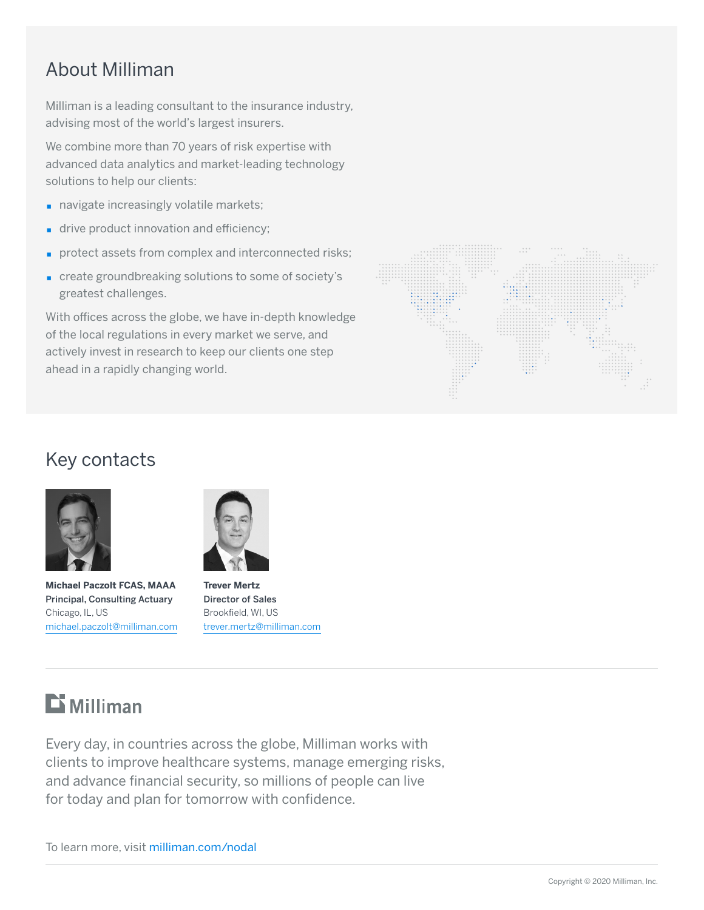## About Milliman

Milliman is a leading consultant to the insurance industry, advising most of the world's largest insurers.

We combine more than 70 years of risk expertise with advanced data analytics and market-leading technology solutions to help our clients:

- navigate increasingly volatile markets;
- drive product innovation and efficiency;
- protect assets from complex and interconnected risks;
- create groundbreaking solutions to some of society's greatest challenges.

With offices across the globe, we have in-depth knowledge of the local regulations in every market we serve, and actively invest in research to keep our clients one step ahead in a rapidly changing world.

## Key contacts

**Michael Paczolt FCAS, MAAA**
**Principal, Consulting Actuary**
Chicago, IL, US
michael.paczolt@milliman.com

**Trever Mertz**
**Director of Sales**
Brookfield, WI, US
trever.mertz@milliman.com

Milliman

Every day, in countries across the globe, Milliman works with clients to improve healthcare systems, manage emerging risks, and advance financial security, so millions of people can live for today and plan for tomorrow with confidence.

To learn more, visit milliman.com/nodal

Copyright © 2020 Milliman, Inc.